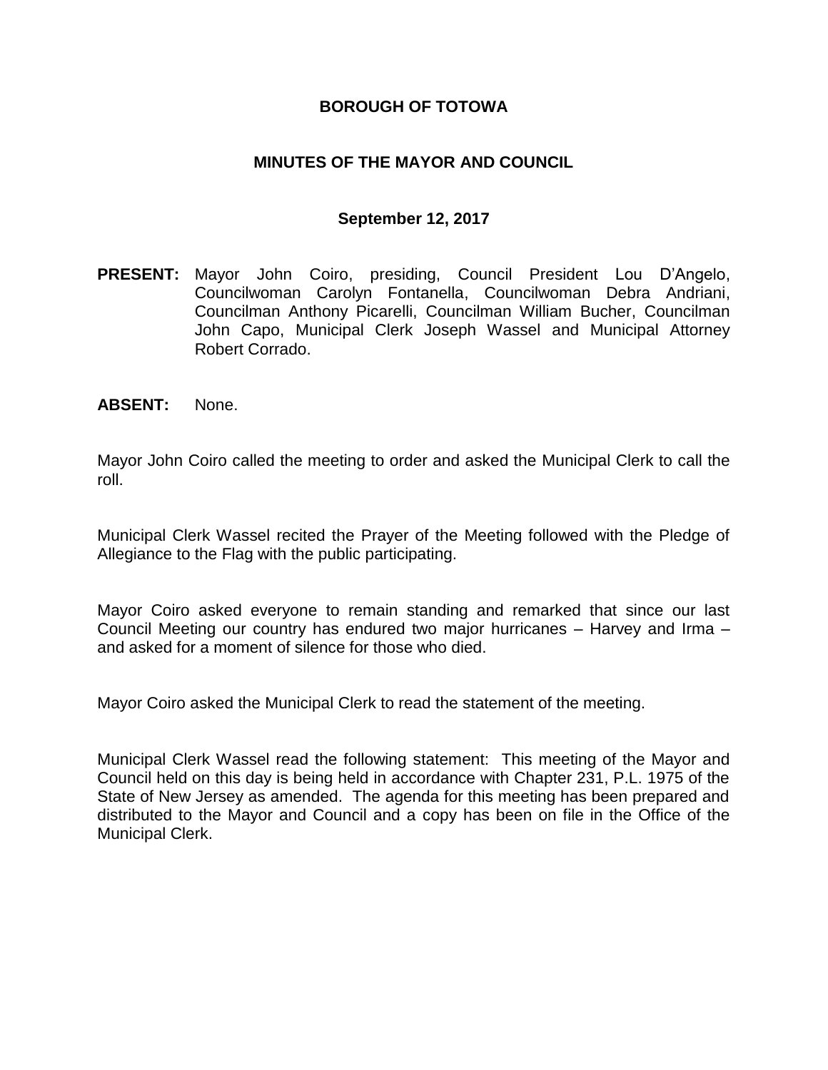# BOROUGH OF TOTOWA

## MINUTES OF THE MAYOR AND COUNCIL

### September 12, 2017

**PRESENT:** Mayor John Coiro, presiding, Council President Lou D'Angelo, Councilwoman Carolyn Fontanella, Councilwoman Debra Andriani, Councilman Anthony Picarelli, Councilman William Bucher, Councilman John Capo, Municipal Clerk Joseph Wassel and Municipal Attorney Robert Corrado.

**ABSENT:** None.

Mayor John Coiro called the meeting to order and asked the Municipal Clerk to call the roll.

Municipal Clerk Wassel recited the Prayer of the Meeting followed with the Pledge of Allegiance to the Flag with the public participating.

Mayor Coiro asked everyone to remain standing and remarked that since our last Council Meeting our country has endured two major hurricanes – Harvey and Irma – and asked for a moment of silence for those who died.

Mayor Coiro asked the Municipal Clerk to read the statement of the meeting.

Municipal Clerk Wassel read the following statement: This meeting of the Mayor and Council held on this day is being held in accordance with Chapter 231, P.L. 1975 of the State of New Jersey as amended. The agenda for this meeting has been prepared and distributed to the Mayor and Council and a copy has been on file in the Office of the Municipal Clerk.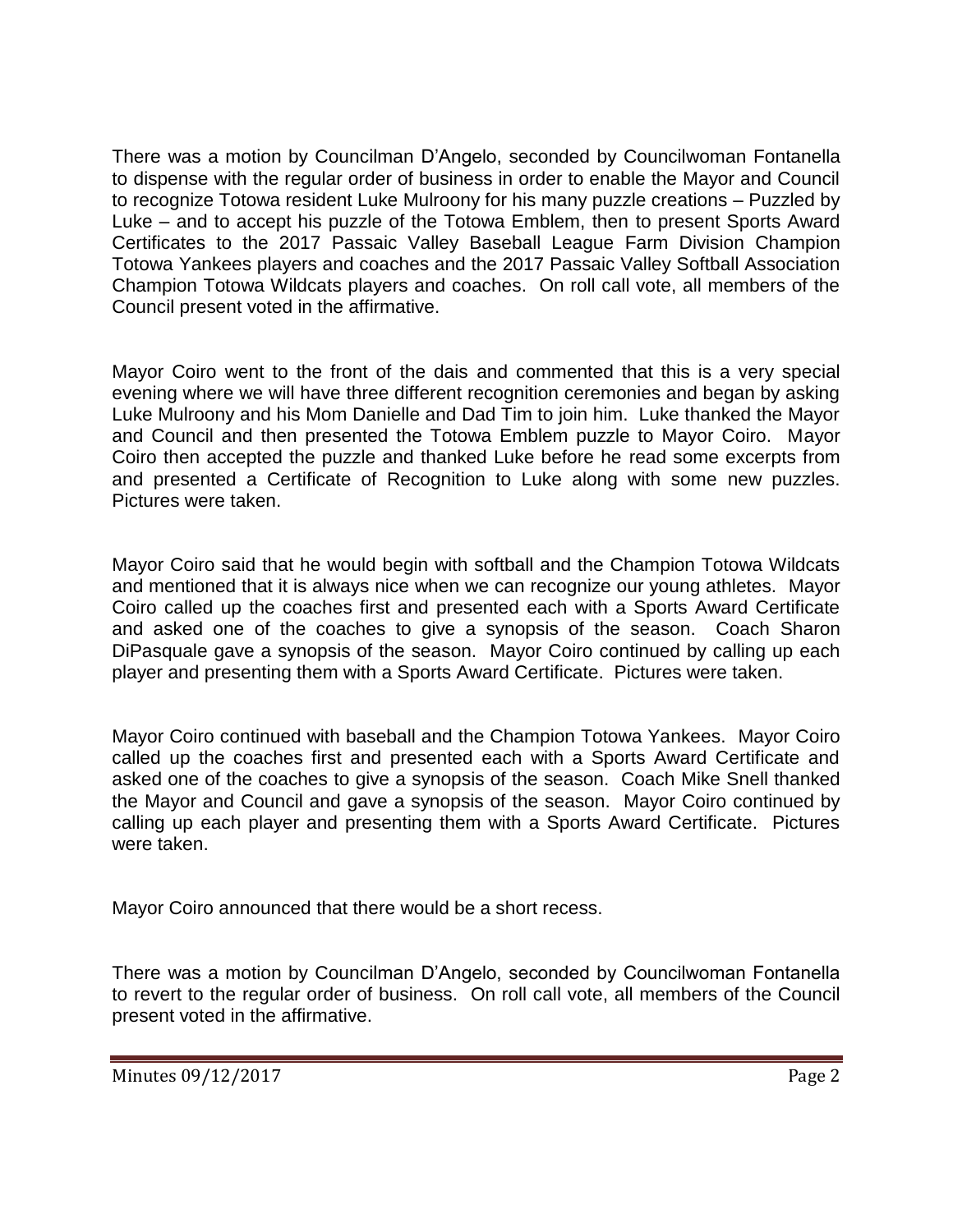There was a motion by Councilman D'Angelo, seconded by Councilwoman Fontanella to dispense with the regular order of business in order to enable the Mayor and Council to recognize Totowa resident Luke Mulroony for his many puzzle creations – Puzzled by Luke – and to accept his puzzle of the Totowa Emblem, then to present Sports Award Certificates to the 2017 Passaic Valley Baseball League Farm Division Champion Totowa Yankees players and coaches and the 2017 Passaic Valley Softball Association Champion Totowa Wildcats players and coaches. On roll call vote, all members of the Council present voted in the affirmative.

Mayor Coiro went to the front of the dais and commented that this is a very special evening where we will have three different recognition ceremonies and began by asking Luke Mulroony and his Mom Danielle and Dad Tim to join him. Luke thanked the Mayor and Council and then presented the Totowa Emblem puzzle to Mayor Coiro. Mayor Coiro then accepted the puzzle and thanked Luke before he read some excerpts from and presented a Certificate of Recognition to Luke along with some new puzzles. Pictures were taken.

Mayor Coiro said that he would begin with softball and the Champion Totowa Wildcats and mentioned that it is always nice when we can recognize our young athletes. Mayor Coiro called up the coaches first and presented each with a Sports Award Certificate and asked one of the coaches to give a synopsis of the season. Coach Sharon DiPasquale gave a synopsis of the season. Mayor Coiro continued by calling up each player and presenting them with a Sports Award Certificate. Pictures were taken.

Mayor Coiro continued with baseball and the Champion Totowa Yankees. Mayor Coiro called up the coaches first and presented each with a Sports Award Certificate and asked one of the coaches to give a synopsis of the season. Coach Mike Snell thanked the Mayor and Council and gave a synopsis of the season. Mayor Coiro continued by calling up each player and presenting them with a Sports Award Certificate. Pictures were taken.

Mayor Coiro announced that there would be a short recess.

There was a motion by Councilman D'Angelo, seconded by Councilwoman Fontanella to revert to the regular order of business. On roll call vote, all members of the Council present voted in the affirmative.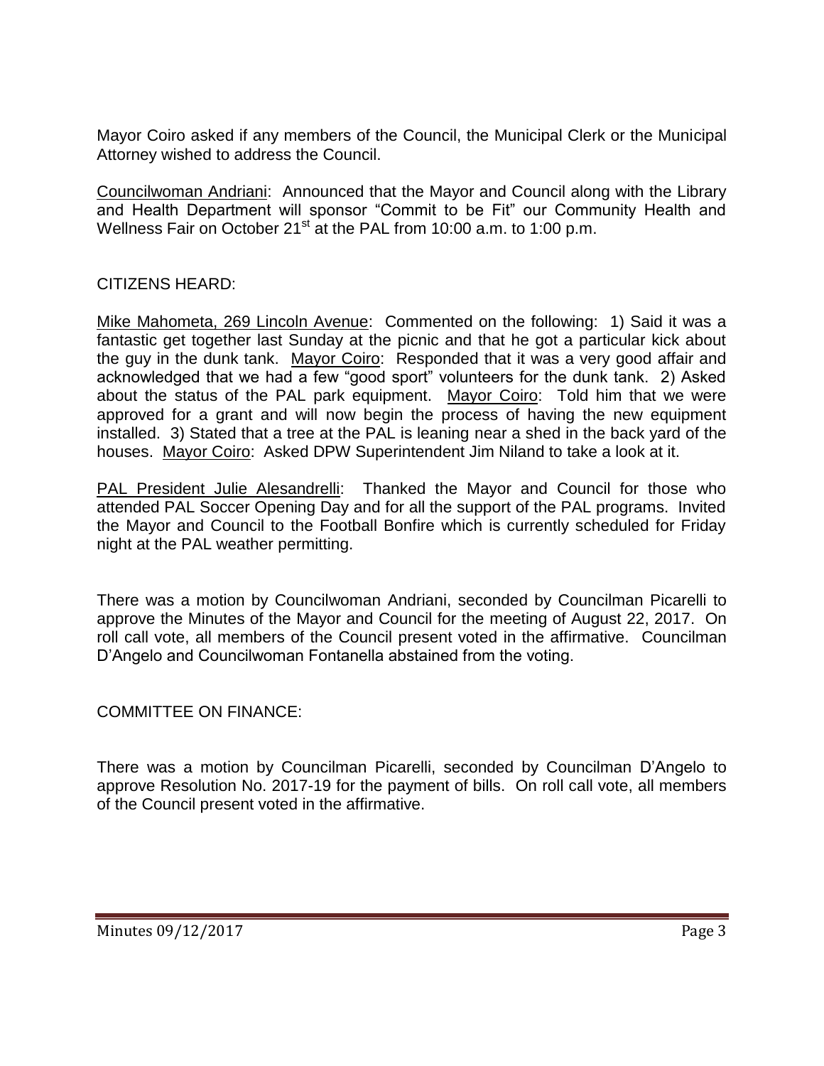Mayor Coiro asked if any members of the Council, the Municipal Clerk or the Municipal Attorney wished to address the Council.

Councilwoman Andriani: Announced that the Mayor and Council along with the Library and Health Department will sponsor "Commit to be Fit" our Community Health and Wellness Fair on October 21st at the PAL from 10:00 a.m. to 1:00 p.m.

CITIZENS HEARD:

Mike Mahometa, 269 Lincoln Avenue: Commented on the following: 1) Said it was a fantastic get together last Sunday at the picnic and that he got a particular kick about the guy in the dunk tank. Mayor Coiro: Responded that it was a very good affair and acknowledged that we had a few "good sport" volunteers for the dunk tank. 2) Asked about the status of the PAL park equipment. Mayor Coiro: Told him that we were approved for a grant and will now begin the process of having the new equipment installed. 3) Stated that a tree at the PAL is leaning near a shed in the back yard of the houses. Mayor Coiro: Asked DPW Superintendent Jim Niland to take a look at it.

PAL President Julie Alesandrelli: Thanked the Mayor and Council for those who attended PAL Soccer Opening Day and for all the support of the PAL programs. Invited the Mayor and Council to the Football Bonfire which is currently scheduled for Friday night at the PAL weather permitting.

There was a motion by Councilwoman Andriani, seconded by Councilman Picarelli to approve the Minutes of the Mayor and Council for the meeting of August 22, 2017. On roll call vote, all members of the Council present voted in the affirmative. Councilman D'Angelo and Councilwoman Fontanella abstained from the voting.

COMMITTEE ON FINANCE:

There was a motion by Councilman Picarelli, seconded by Councilman D'Angelo to approve Resolution No. 2017-19 for the payment of bills. On roll call vote, all members of the Council present voted in the affirmative.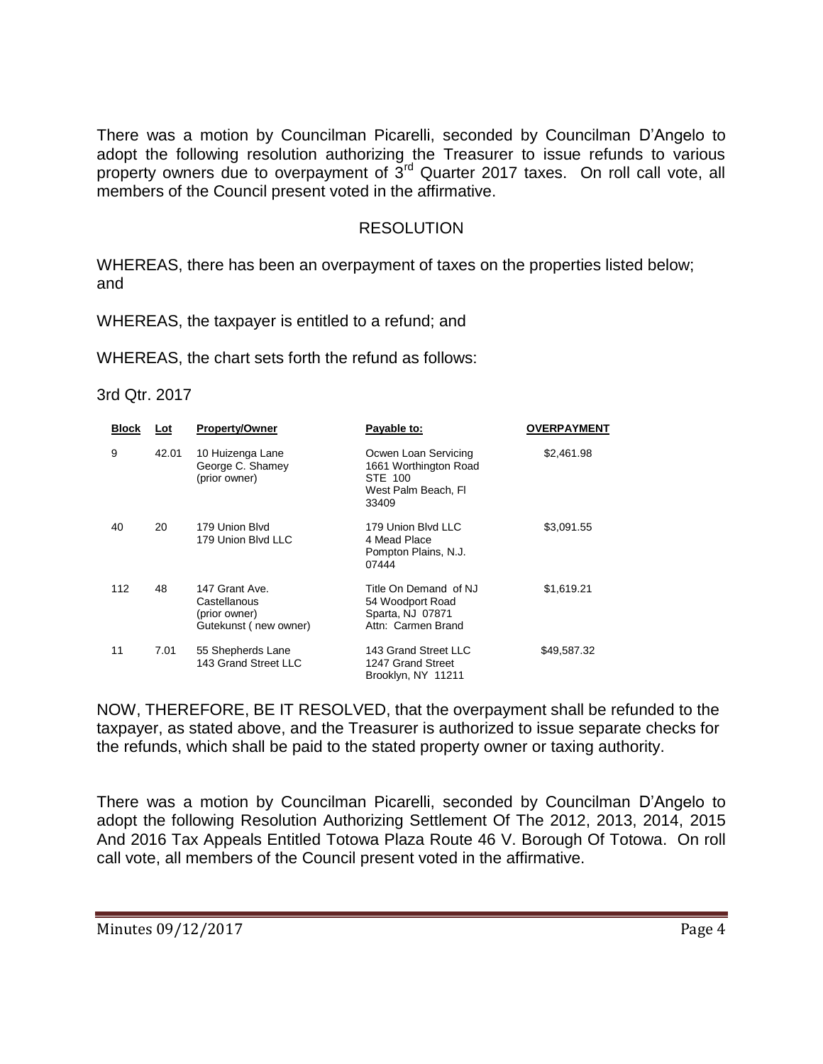There was a motion by Councilman Picarelli, seconded by Councilman D'Angelo to adopt the following resolution authorizing the Treasurer to issue refunds to various property owners due to overpayment of 3rd Quarter 2017 taxes. On roll call vote, all members of the Council present voted in the affirmative.

## RESOLUTION

WHEREAS, there has been an overpayment of taxes on the properties listed below; and

WHEREAS, the taxpayer is entitled to a refund; and

WHEREAS, the chart sets forth the refund as follows:

3rd Qtr. 2017

| Block | Lot | Property/Owner | Payable to: | OVERPAYMENT |
|---|---|---|---|---|
| 9 | 42.01 | 10 Huizenga Lane George C. Shamey (prior owner) | Ocwen Loan Servicing 1661 Worthington Road STE 100 West Palm Beach, Fl 33409 | $2,461.98 |
| 40 | 20 | 179 Union Blvd 179 Union Blvd LLC | 179 Union Blvd LLC 4 Mead Place Pompton Plains, N.J. 07444 | $3,091.55 |
| 112 | 48 | 147 Grant Ave. Castellanous (prior owner) Gutekunst ( new owner) | Title On Demand of NJ 54 Woodport Road Sparta, NJ 07871 Attn: Carmen Brand | $1,619.21 |
| 11 | 7.01 | 55 Shepherds Lane 143 Grand Street LLC | 143 Grand Street LLC 1247 Grand Street Brooklyn, NY 11211 | $49,587.32 |

NOW, THEREFORE, BE IT RESOLVED, that the overpayment shall be refunded to the taxpayer, as stated above, and the Treasurer is authorized to issue separate checks for the refunds, which shall be paid to the stated property owner or taxing authority.

There was a motion by Councilman Picarelli, seconded by Councilman D'Angelo to adopt the following Resolution Authorizing Settlement Of The 2012, 2013, 2014, 2015 And 2016 Tax Appeals Entitled Totowa Plaza Route 46 V. Borough Of Totowa. On roll call vote, all members of the Council present voted in the affirmative.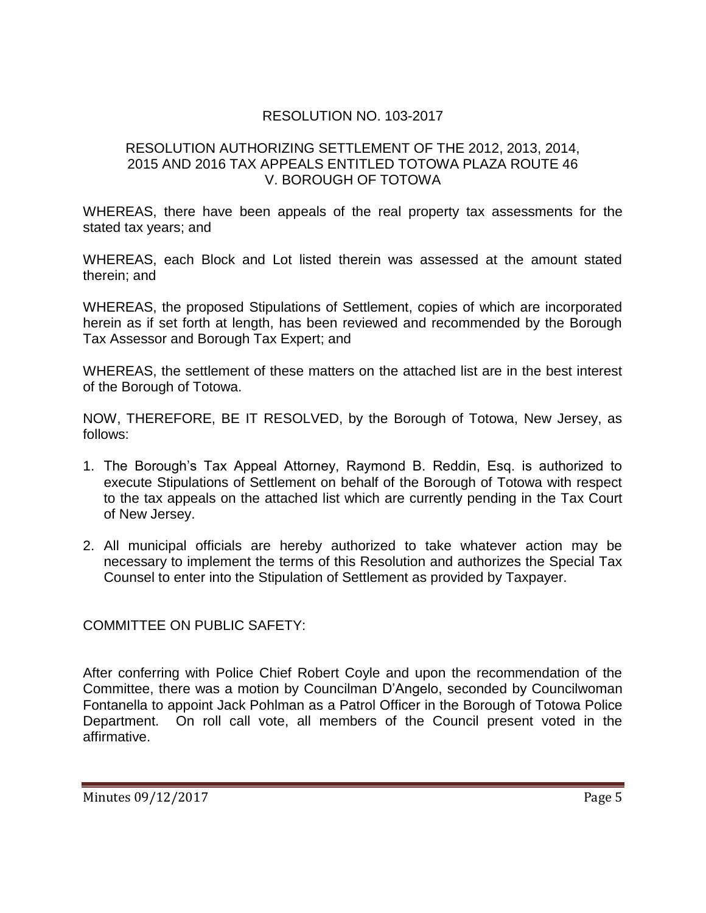RESOLUTION NO. 103-2017

RESOLUTION AUTHORIZING SETTLEMENT OF THE 2012, 2013, 2014, 2015 AND 2016 TAX APPEALS ENTITLED TOTOWA PLAZA ROUTE 46 V. BOROUGH OF TOTOWA

WHEREAS, there have been appeals of the real property tax assessments for the stated tax years; and

WHEREAS, each Block and Lot listed therein was assessed at the amount stated therein; and

WHEREAS, the proposed Stipulations of Settlement, copies of which are incorporated herein as if set forth at length, has been reviewed and recommended by the Borough Tax Assessor and Borough Tax Expert; and

WHEREAS, the settlement of these matters on the attached list are in the best interest of the Borough of Totowa.

NOW, THEREFORE, BE IT RESOLVED, by the Borough of Totowa, New Jersey, as follows:

1. The Borough's Tax Appeal Attorney, Raymond B. Reddin, Esq. is authorized to execute Stipulations of Settlement on behalf of the Borough of Totowa with respect to the tax appeals on the attached list which are currently pending in the Tax Court of New Jersey.
2. All municipal officials are hereby authorized to take whatever action may be necessary to implement the terms of this Resolution and authorizes the Special Tax Counsel to enter into the Stipulation of Settlement as provided by Taxpayer.

COMMITTEE ON PUBLIC SAFETY:

After conferring with Police Chief Robert Coyle and upon the recommendation of the Committee, there was a motion by Councilman D'Angelo, seconded by Councilwoman Fontanella to appoint Jack Pohlman as a Patrol Officer in the Borough of Totowa Police Department. On roll call vote, all members of the Council present voted in the affirmative.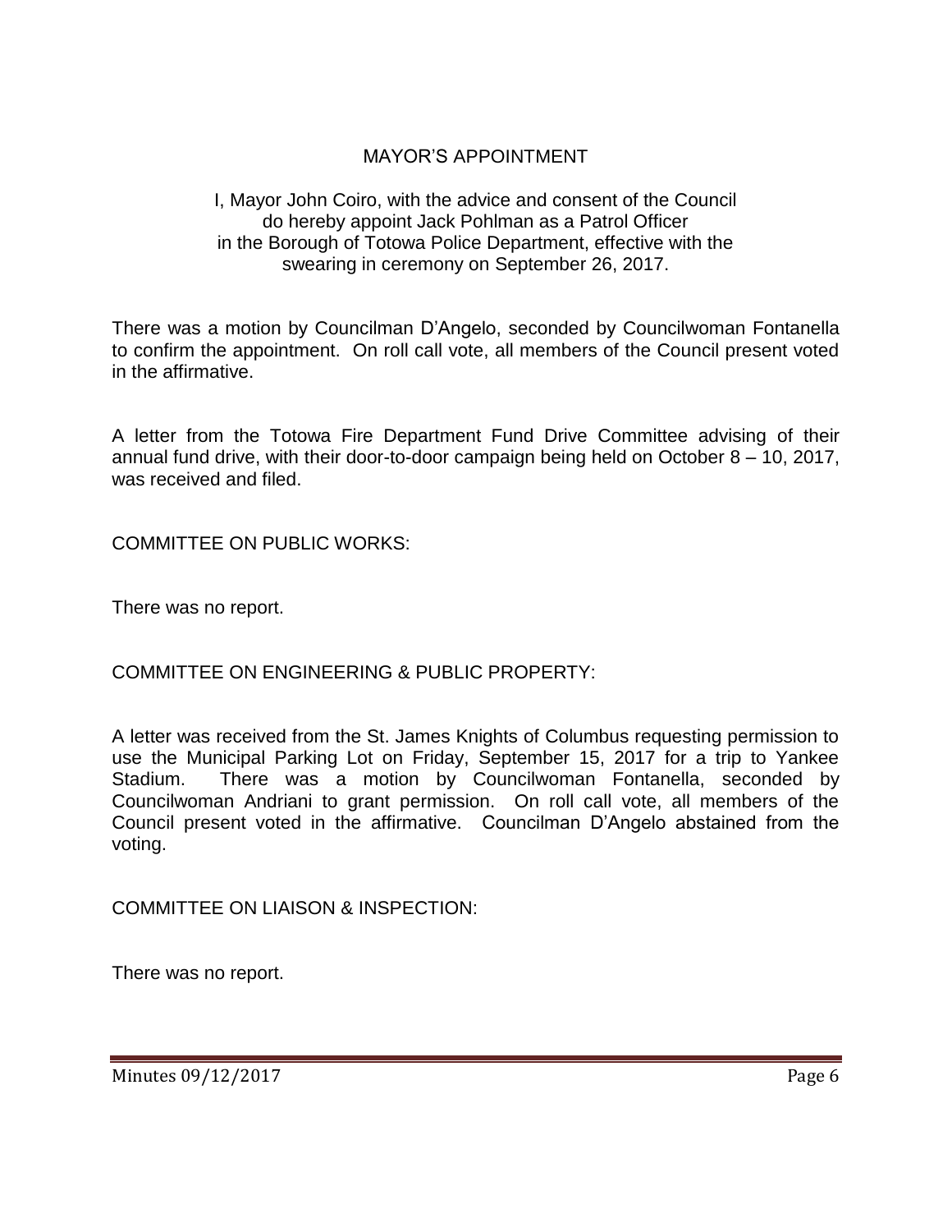## MAYOR'S APPOINTMENT

I, Mayor John Coiro, with the advice and consent of the Council do hereby appoint Jack Pohlman as a Patrol Officer in the Borough of Totowa Police Department, effective with the swearing in ceremony on September 26, 2017.

There was a motion by Councilman D'Angelo, seconded by Councilwoman Fontanella to confirm the appointment. On roll call vote, all members of the Council present voted in the affirmative.

A letter from the Totowa Fire Department Fund Drive Committee advising of their annual fund drive, with their door-to-door campaign being held on October 8 – 10, 2017, was received and filed.

COMMITTEE ON PUBLIC WORKS:

There was no report.

COMMITTEE ON ENGINEERING & PUBLIC PROPERTY:

A letter was received from the St. James Knights of Columbus requesting permission to use the Municipal Parking Lot on Friday, September 15, 2017 for a trip to Yankee Stadium. There was a motion by Councilwoman Fontanella, seconded by Councilwoman Andriani to grant permission. On roll call vote, all members of the Council present voted in the affirmative. Councilman D'Angelo abstained from the voting.

COMMITTEE ON LIAISON & INSPECTION:

There was no report.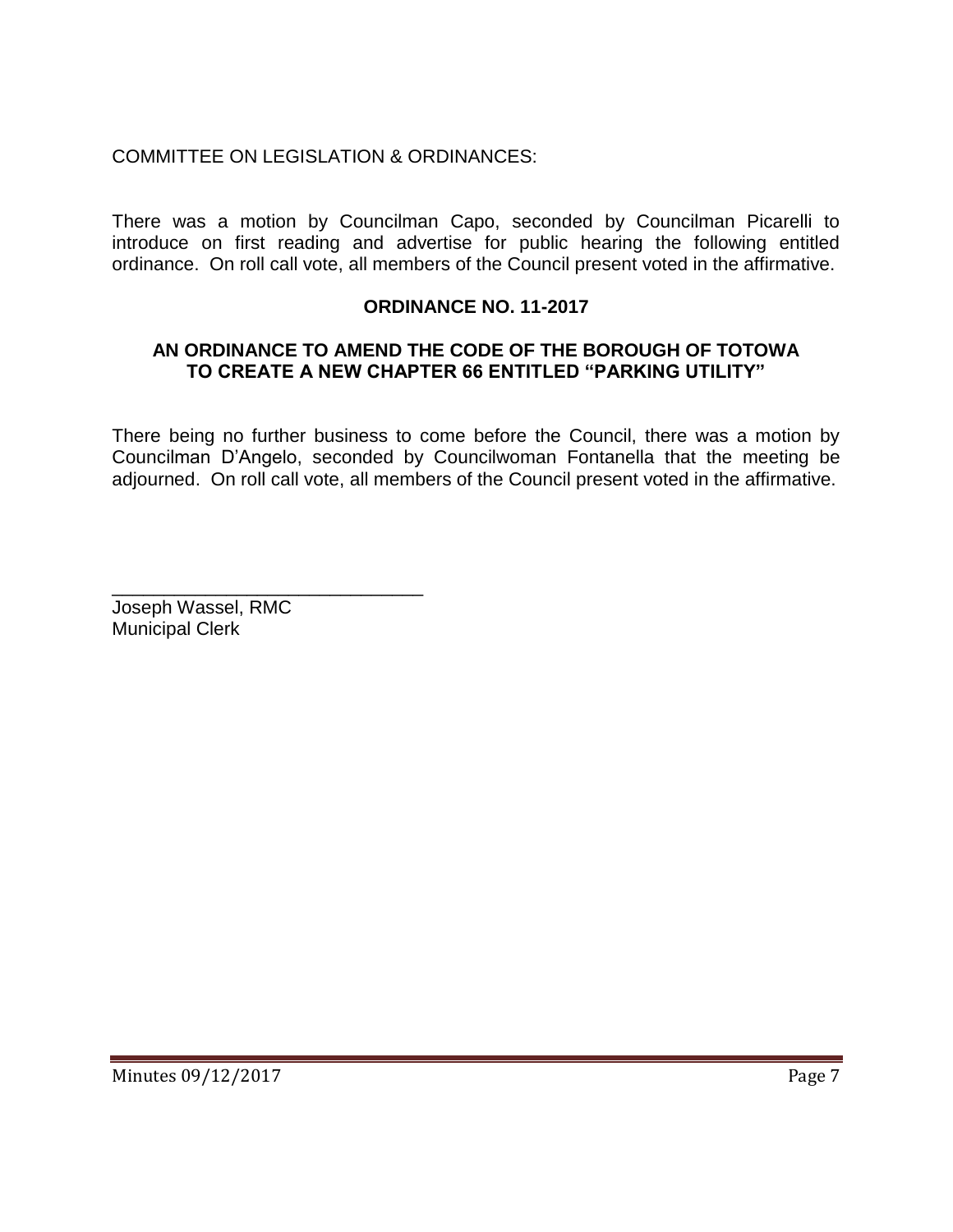COMMITTEE ON LEGISLATION & ORDINANCES:

There was a motion by Councilman Capo, seconded by Councilman Picarelli to introduce on first reading and advertise for public hearing the following entitled ordinance. On roll call vote, all members of the Council present voted in the affirmative.

**ORDINANCE NO. 11-2017**

**AN ORDINANCE TO AMEND THE CODE OF THE BOROUGH OF TOTOWA TO CREATE A NEW CHAPTER 66 ENTITLED "PARKING UTILITY"**

There being no further business to come before the Council, there was a motion by Councilman D'Angelo, seconded by Councilwoman Fontanella that the meeting be adjourned. On roll call vote, all members of the Council present voted in the affirmative.

_______________________________

Joseph Wassel, RMC
Municipal Clerk